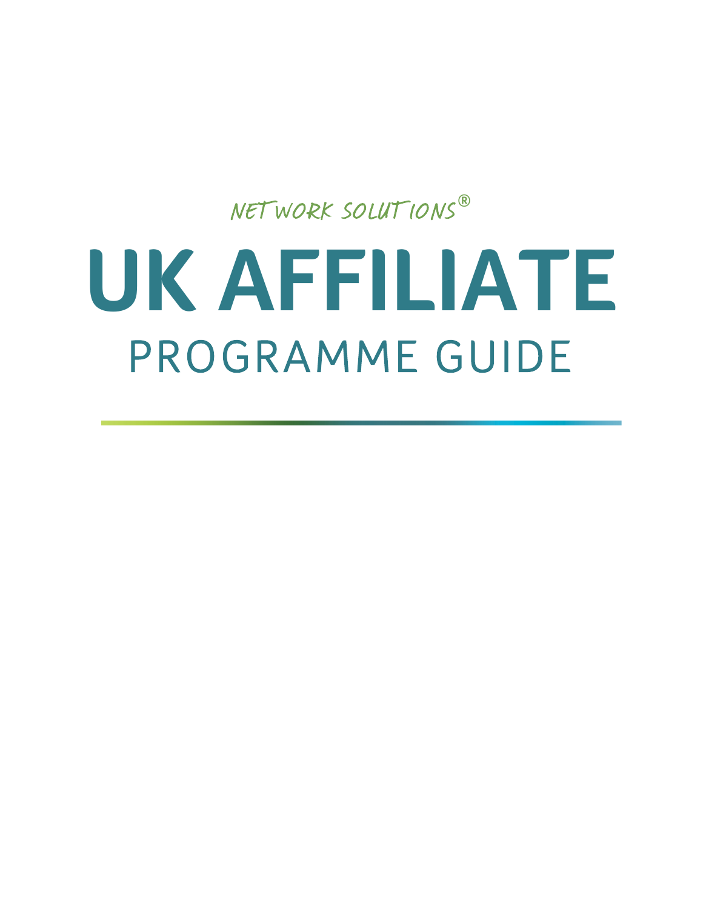NETWORK SOLUTIONS®

# UK AFFILIATE

## PROGRAMME GUIDE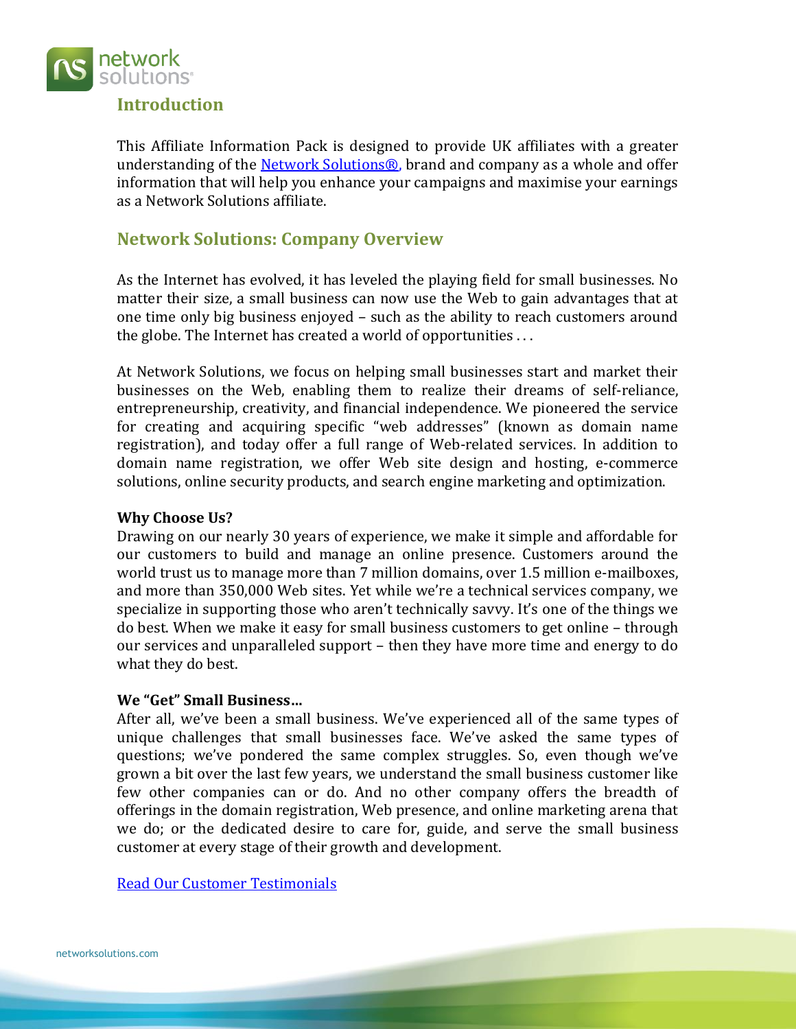## Introduction

This Affiliate Information Pack is designed to provide UK affiliates with a greater understanding of the Network Solutions®, brand and company as a whole and offer information that will help you enhance your campaigns and maximise your earnings as a Network Solutions affiliate.

## Network Solutions: Company Overview

As the Internet has evolved, it has leveled the playing field for small businesses. No matter their size, a small business can now use the Web to gain advantages that at one time only big business enjoyed – such as the ability to reach customers around the globe. The Internet has created a world of opportunities . . .

At Network Solutions, we focus on helping small businesses start and market their businesses on the Web, enabling them to realize their dreams of self-reliance, entrepreneurship, creativity, and financial independence. We pioneered the service for creating and acquiring specific "web addresses" (known as domain name registration), and today offer a full range of Web-related services. In addition to domain name registration, we offer Web site design and hosting, e-commerce solutions, online security products, and search engine marketing and optimization.

**Why Choose Us?**

Drawing on our nearly 30 years of experience, we make it simple and affordable for our customers to build and manage an online presence. Customers around the world trust us to manage more than 7 million domains, over 1.5 million e-mailboxes, and more than 350,000 Web sites. Yet while we're a technical services company, we specialize in supporting those who aren't technically savvy. It's one of the things we do best. When we make it easy for small business customers to get online – through our services and unparalleled support – then they have more time and energy to do what they do best.

**We "Get" Small Business…**

After all, we've been a small business. We've experienced all of the same types of unique challenges that small businesses face. We've asked the same types of questions; we've pondered the same complex struggles. So, even though we've grown a bit over the last few years, we understand the small business customer like few other companies can or do. And no other company offers the breadth of offerings in the domain registration, Web presence, and online marketing arena that we do; or the dedicated desire to care for, guide, and serve the small business customer at every stage of their growth and development.

Read Our Customer Testimonials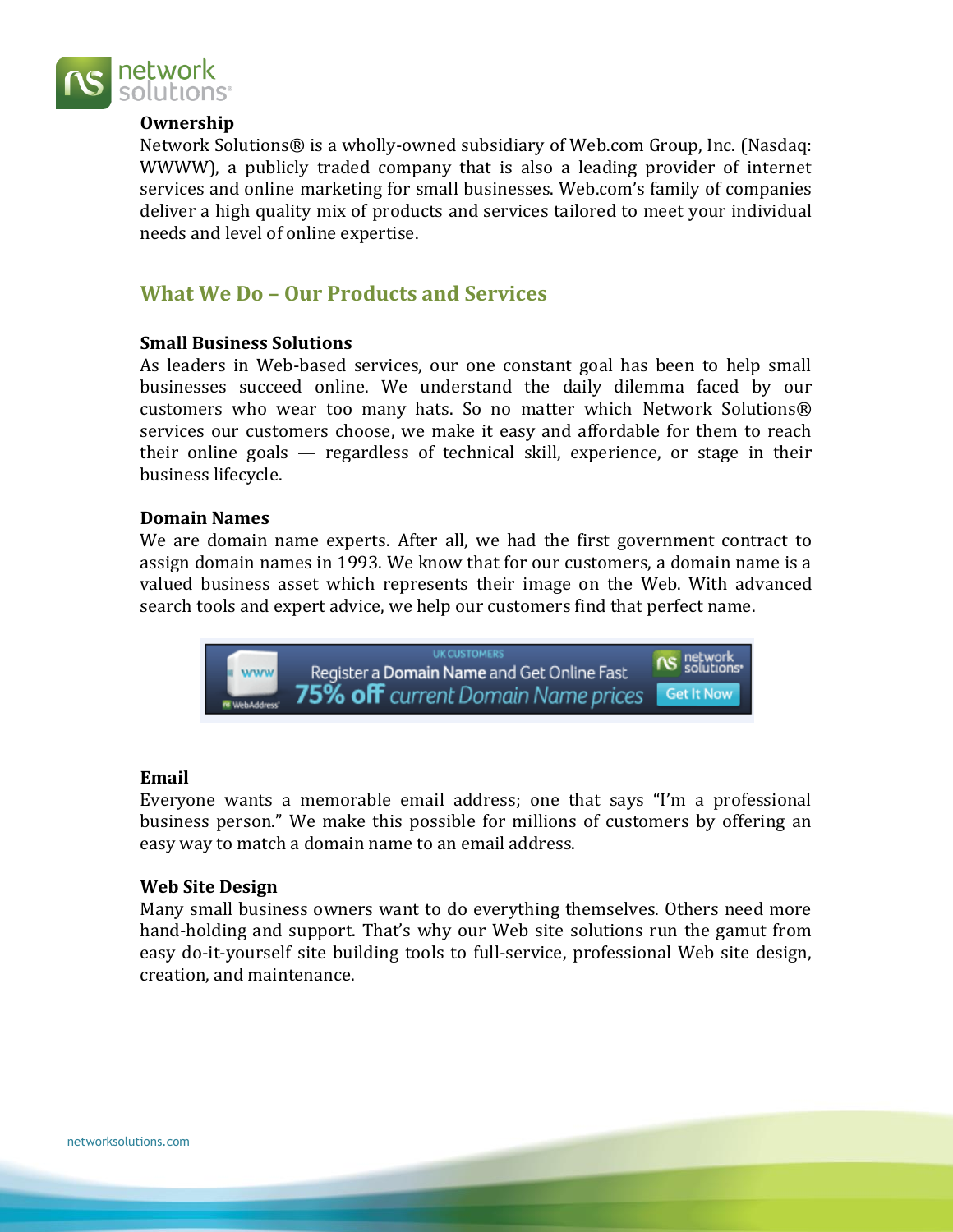### Ownership

Network Solutions® is a wholly-owned subsidiary of Web.com Group, Inc. (Nasdaq: WWWW), a publicly traded company that is also a leading provider of internet services and online marketing for small businesses. Web.com's family of companies deliver a high quality mix of products and services tailored to meet your individual needs and level of online expertise.

## What We Do – Our Products and Services

### Small Business Solutions

As leaders in Web-based services, our one constant goal has been to help small businesses succeed online. We understand the daily dilemma faced by our customers who wear too many hats. So no matter which Network Solutions® services our customers choose, we make it easy and affordable for them to reach their online goals — regardless of technical skill, experience, or stage in their business lifecycle.

### Domain Names

We are domain name experts. After all, we had the first government contract to assign domain names in 1993. We know that for our customers, a domain name is a valued business asset which represents their image on the Web. With advanced search tools and expert advice, we help our customers find that perfect name.

UK CUSTOMERS
Register a Domain Name and Get Online Fast
75% off current Domain Name prices
Get It Now

### Email

Everyone wants a memorable email address; one that says "I'm a professional business person." We make this possible for millions of customers by offering an easy way to match a domain name to an email address.

### Web Site Design

Many small business owners want to do everything themselves. Others need more hand-holding and support. That's why our Web site solutions run the gamut from easy do-it-yourself site building tools to full-service, professional Web site design, creation, and maintenance.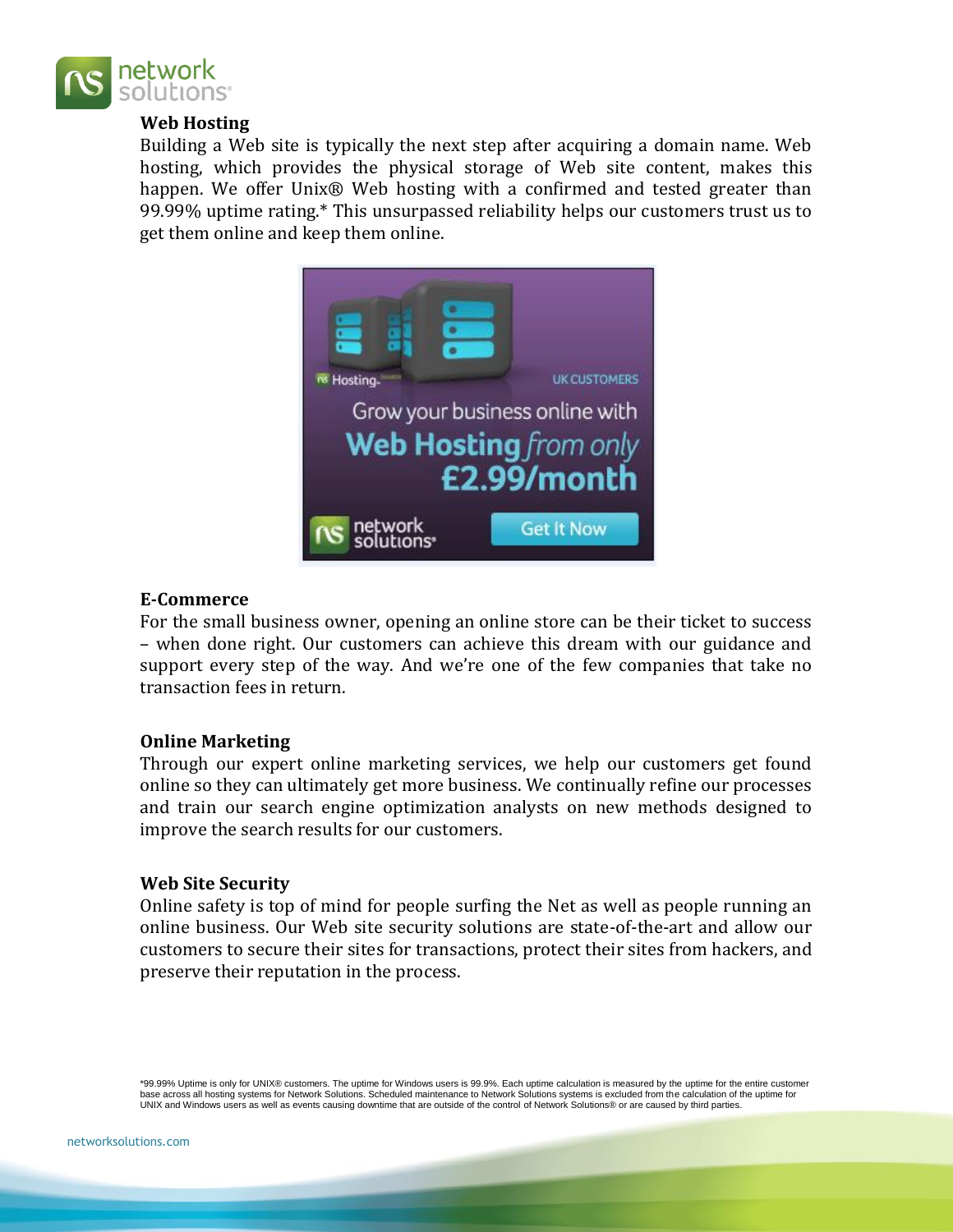## Web Hosting

Building a Web site is typically the next step after acquiring a domain name. Web hosting, which provides the physical storage of Web site content, makes this happen. We offer Unix® Web hosting with a confirmed and tested greater than 99.99% uptime rating.* This unsurpassed reliability helps our customers trust us to get them online and keep them online.

## E-Commerce

For the small business owner, opening an online store can be their ticket to success – when done right. Our customers can achieve this dream with our guidance and support every step of the way. And we're one of the few companies that take no transaction fees in return.

## Online Marketing

Through our expert online marketing services, we help our customers get found online so they can ultimately get more business. We continually refine our processes and train our search engine optimization analysts on new methods designed to improve the search results for our customers.

## Web Site Security

Online safety is top of mind for people surfing the Net as well as people running an online business. Our Web site security solutions are state-of-the-art and allow our customers to secure their sites for transactions, protect their sites from hackers, and preserve their reputation in the process.

*99.99% Uptime is only for UNIX® customers. The uptime for Windows users is 99.9%. Each uptime calculation is measured by the uptime for the entire customer base across all hosting systems for Network Solutions. Scheduled maintenance to Network Solutions systems is excluded from the calculation of the uptime for UNIX and Windows users as well as events causing downtime that are outside of the control of Network Solutions® or are caused by third parties.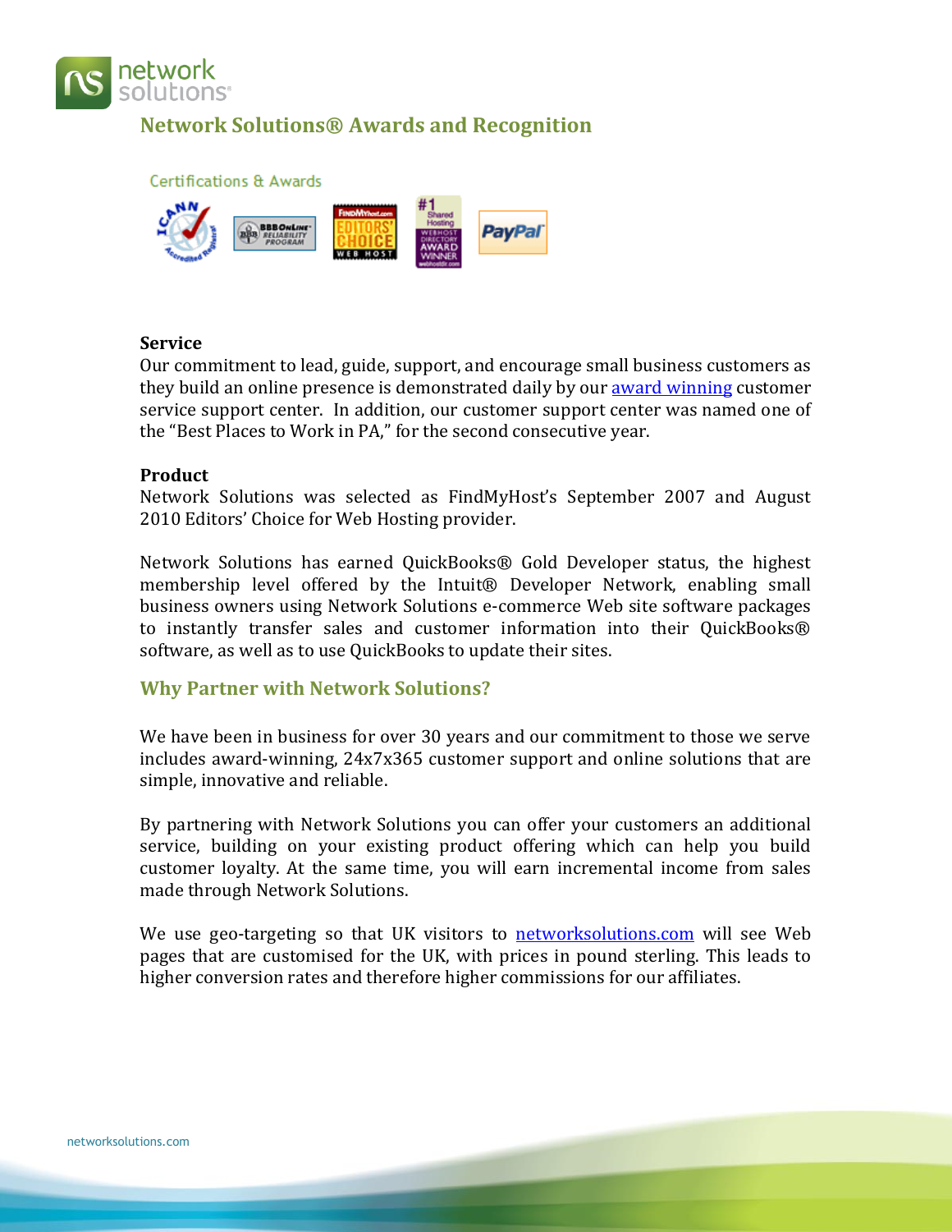## Network Solutions® Awards and Recognition

Certifications & Awards

**Service**
Our commitment to lead, guide, support, and encourage small business customers as they build an online presence is demonstrated daily by our award winning customer service support center. In addition, our customer support center was named one of the "Best Places to Work in PA," for the second consecutive year.

**Product**
Network Solutions was selected as FindMyHost's September 2007 and August 2010 Editors' Choice for Web Hosting provider.

Network Solutions has earned QuickBooks® Gold Developer status, the highest membership level offered by the Intuit® Developer Network, enabling small business owners using Network Solutions e-commerce Web site software packages to instantly transfer sales and customer information into their QuickBooks® software, as well as to use QuickBooks to update their sites.

## Why Partner with Network Solutions?

We have been in business for over 30 years and our commitment to those we serve includes award-winning, 24x7x365 customer support and online solutions that are simple, innovative and reliable.

By partnering with Network Solutions you can offer your customers an additional service, building on your existing product offering which can help you build customer loyalty. At the same time, you will earn incremental income from sales made through Network Solutions.

We use geo-targeting so that UK visitors to networksolutions.com will see Web pages that are customised for the UK, with prices in pound sterling. This leads to higher conversion rates and therefore higher commissions for our affiliates.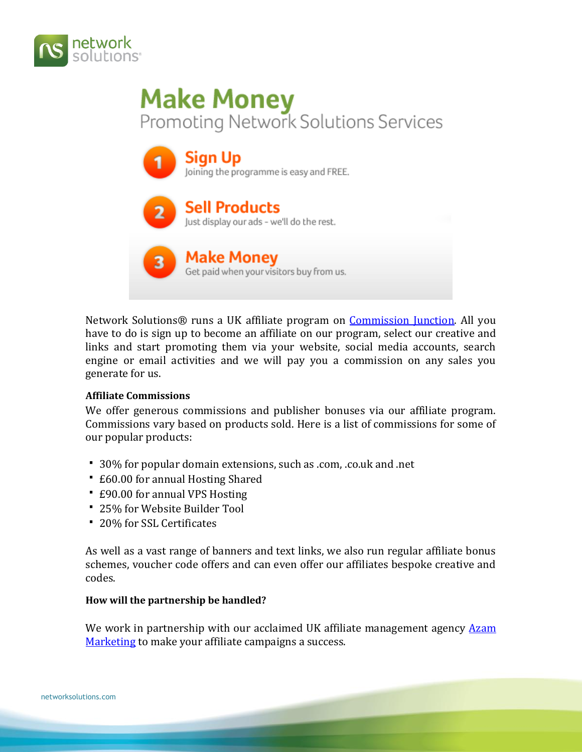# Make Money

Promoting Network Solutions Services

1. **Sign Up**
   Joining the programme is easy and FREE.
2. **Sell Products**
   Just display our ads - we'll do the rest.
3. **Make Money**
   Get paid when your visitors buy from us.

Network Solutions® runs a UK affiliate program on Commission Junction. All you have to do is sign up to become an affiliate on our program, select our creative and links and start promoting them via your website, social media accounts, search engine or email activities and we will pay you a commission on any sales you generate for us.

**Affiliate Commissions**

We offer generous commissions and publisher bonuses via our affiliate program. Commissions vary based on products sold. Here is a list of commissions for some of our popular products:

- 30% for popular domain extensions, such as .com, .co.uk and .net
- £60.00 for annual Hosting Shared
- £90.00 for annual VPS Hosting
- 25% for Website Builder Tool
- 20% for SSL Certificates

As well as a vast range of banners and text links, we also run regular affiliate bonus schemes, voucher code offers and can even offer our affiliates bespoke creative and codes.

**How will the partnership be handled?**

We work in partnership with our acclaimed UK affiliate management agency Azam Marketing to make your affiliate campaigns a success.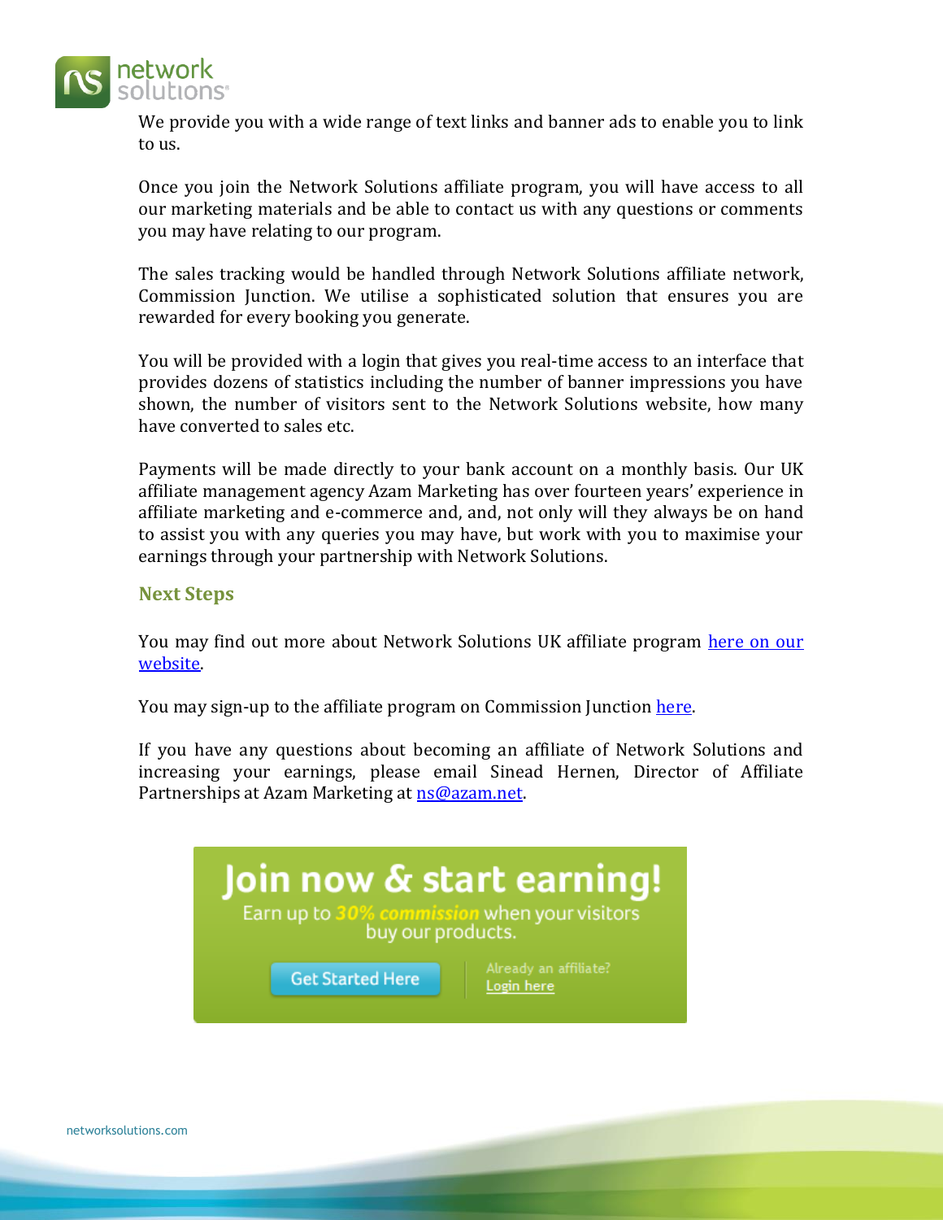We provide you with a wide range of text links and banner ads to enable you to link to us.

Once you join the Network Solutions affiliate program, you will have access to all our marketing materials and be able to contact us with any questions or comments you may have relating to our program.

The sales tracking would be handled through Network Solutions affiliate network, Commission Junction. We utilise a sophisticated solution that ensures you are rewarded for every booking you generate.

You will be provided with a login that gives you real-time access to an interface that provides dozens of statistics including the number of banner impressions you have shown, the number of visitors sent to the Network Solutions website, how many have converted to sales etc.

Payments will be made directly to your bank account on a monthly basis. Our UK affiliate management agency Azam Marketing has over fourteen years' experience in affiliate marketing and e-commerce and, and, not only will they always be on hand to assist you with any queries you may have, but work with you to maximise your earnings through your partnership with Network Solutions.

## Next Steps

You may find out more about Network Solutions UK affiliate program here on our website.

You may sign-up to the affiliate program on Commission Junction here.

If you have any questions about becoming an affiliate of Network Solutions and increasing your earnings, please email Sinead Hernen, Director of Affiliate Partnerships at Azam Marketing at ns@azam.net.

**Join now & start earning!**

Earn up to *30% commission* when your visitors buy our products.

Get Started Here | Already an affiliate? Login here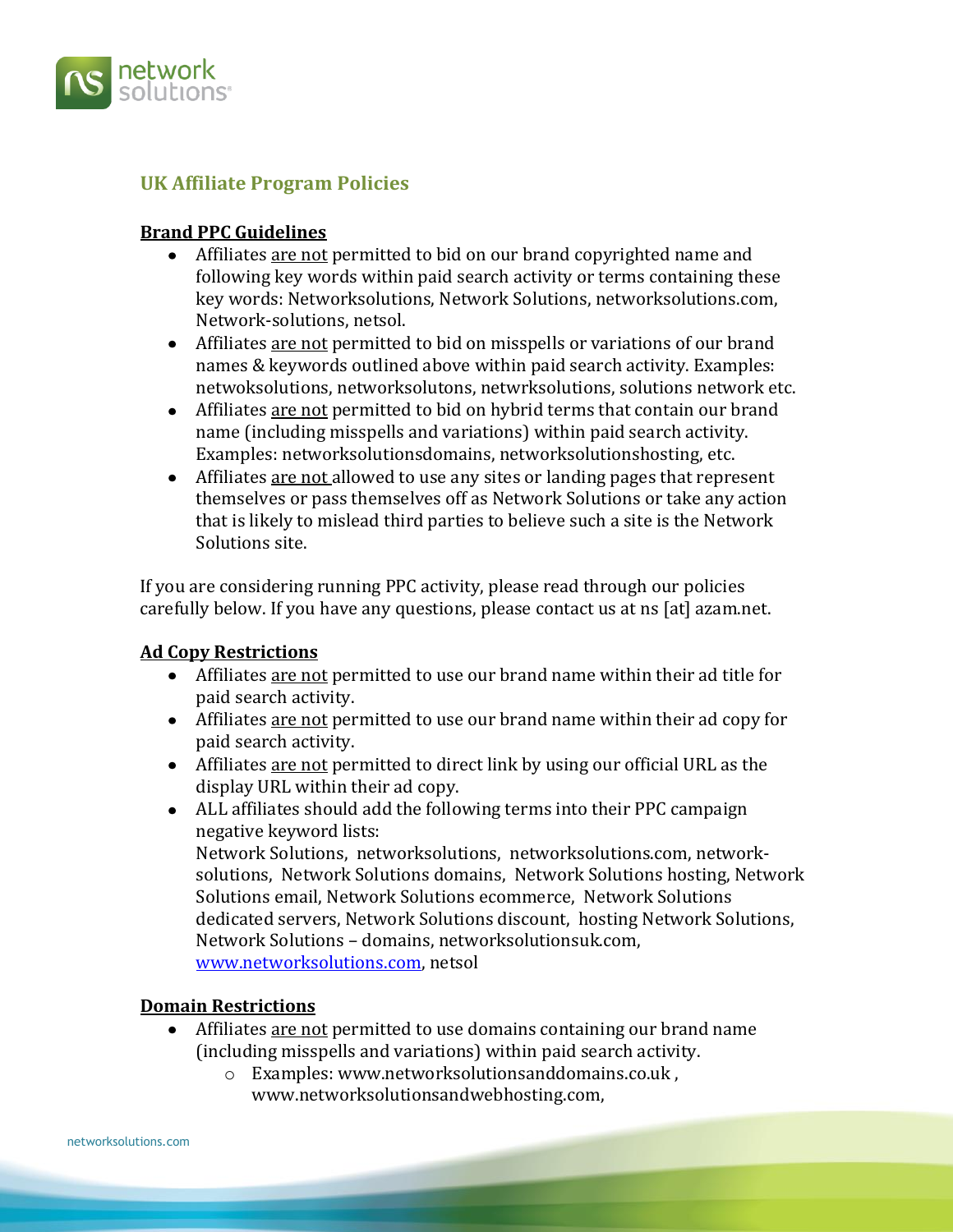## UK Affiliate Program Policies

**Brand PPC Guidelines**

- Affiliates are not permitted to bid on our brand copyrighted name and following key words within paid search activity or terms containing these key words: Networksolutions, Network Solutions, networksolutions.com, Network-solutions, netsol.
- Affiliates are not permitted to bid on misspells or variations of our brand names & keywords outlined above within paid search activity. Examples: netwoksolutions, networksolutons, netwrksolutions, solutions network etc.
- Affiliates are not permitted to bid on hybrid terms that contain our brand name (including misspells and variations) within paid search activity. Examples: networksolutionsdomains, networksolutionshosting, etc.
- Affiliates are not allowed to use any sites or landing pages that represent themselves or pass themselves off as Network Solutions or take any action that is likely to mislead third parties to believe such a site is the Network Solutions site.

If you are considering running PPC activity, please read through our policies carefully below. If you have any questions, please contact us at ns [at] azam.net.

**Ad Copy Restrictions**

- Affiliates are not permitted to use our brand name within their ad title for paid search activity.
- Affiliates are not permitted to use our brand name within their ad copy for paid search activity.
- Affiliates are not permitted to direct link by using our official URL as the display URL within their ad copy.
- ALL affiliates should add the following terms into their PPC campaign negative keyword lists:
  Network Solutions, networksolutions, networksolutions.com, network-solutions, Network Solutions domains, Network Solutions hosting, Network Solutions email, Network Solutions ecommerce, Network Solutions dedicated servers, Network Solutions discount, hosting Network Solutions, Network Solutions – domains, networksolutionsuk.com, www.networksolutions.com, netsol

**Domain Restrictions**

- Affiliates are not permitted to use domains containing our brand name (including misspells and variations) within paid search activity.
  - Examples: www.networksolutionsanddomains.co.uk , www.networksolutionsandwebhosting.com,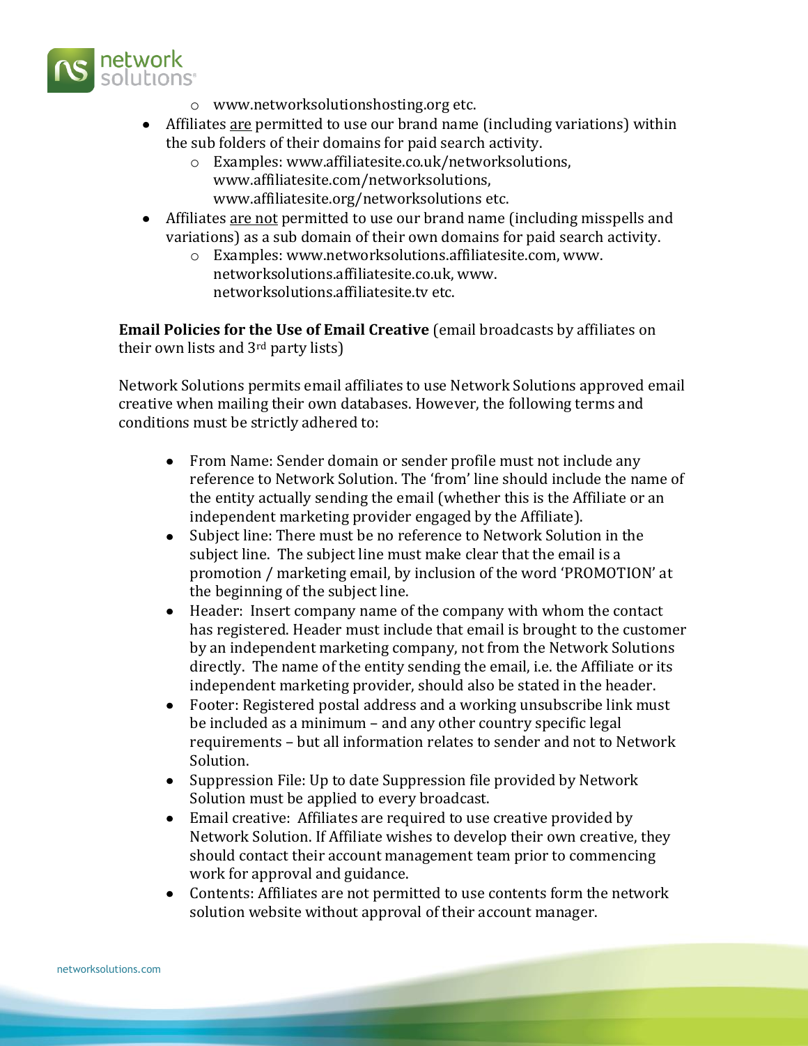- www.networksolutionshosting.org etc.
- Affiliates <u>are</u> permitted to use our brand name (including variations) within the sub folders of their domains for paid search activity.
    - Examples: www.affiliatesite.co.uk/networksolutions, www.affiliatesite.com/networksolutions, www.affiliatesite.org/networksolutions etc.
- Affiliates <u>are not</u> permitted to use our brand name (including misspells and variations) as a sub domain of their own domains for paid search activity.
    - Examples: www.networksolutions.affiliatesite.com, www. networksolutions.affiliatesite.co.uk, www. networksolutions.affiliatesite.tv etc.

**Email Policies for the Use of Email Creative** (email broadcasts by affiliates on their own lists and 3rd party lists)

Network Solutions permits email affiliates to use Network Solutions approved email creative when mailing their own databases. However, the following terms and conditions must be strictly adhered to:

- From Name: Sender domain or sender profile must not include any reference to Network Solution. The 'from' line should include the name of the entity actually sending the email (whether this is the Affiliate or an independent marketing provider engaged by the Affiliate).
- Subject line: There must be no reference to Network Solution in the subject line. The subject line must make clear that the email is a promotion / marketing email, by inclusion of the word 'PROMOTION' at the beginning of the subject line.
- Header: Insert company name of the company with whom the contact has registered. Header must include that email is brought to the customer by an independent marketing company, not from the Network Solutions directly. The name of the entity sending the email, i.e. the Affiliate or its independent marketing provider, should also be stated in the header.
- Footer: Registered postal address and a working unsubscribe link must be included as a minimum – and any other country specific legal requirements – but all information relates to sender and not to Network Solution.
- Suppression File: Up to date Suppression file provided by Network Solution must be applied to every broadcast.
- Email creative: Affiliates are required to use creative provided by Network Solution. If Affiliate wishes to develop their own creative, they should contact their account management team prior to commencing work for approval and guidance.
- Contents: Affiliates are not permitted to use contents form the network solution website without approval of their account manager.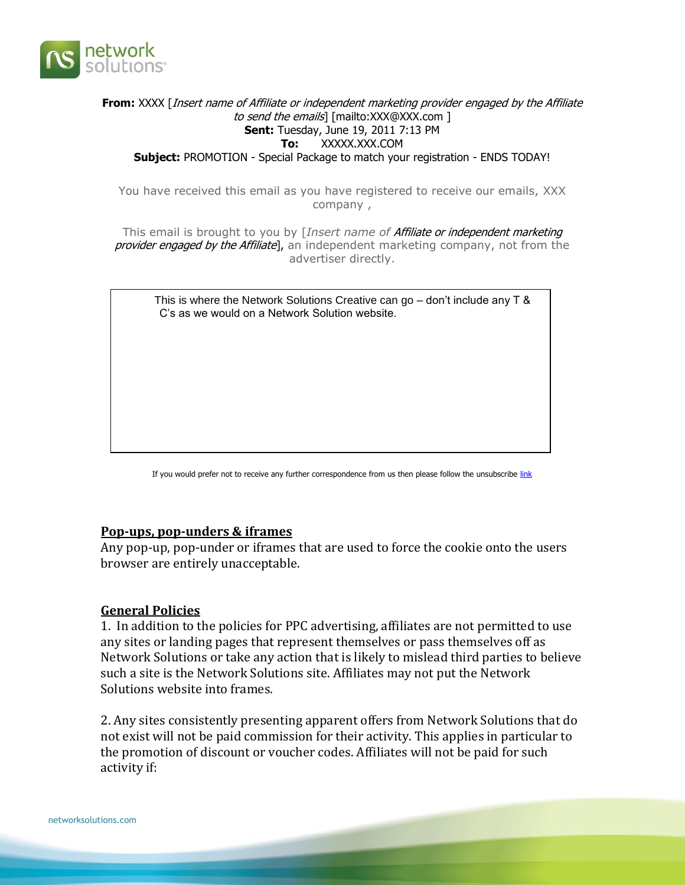**From:** XXXX [*Insert name of Affiliate or independent marketing provider engaged by the Affiliate to send the emails*] [mailto:XXX@XXX.com ]
**Sent:** Tuesday, June 19, 2011 7:13 PM
**To:** XXXXX.XXX.COM
**Subject:** PROMOTION - Special Package to match your registration - ENDS TODAY!

You have received this email as you have registered to receive our emails, XXX company ,

This email is brought to you by [*Insert name of Affiliate or independent marketing provider engaged by the Affiliate*], an independent marketing company, not from the advertiser directly.

| This is where the Network Solutions Creative can go – don't include any T & C's as we would on a Network Solution website. |
|---|

If you would prefer not to receive any further correspondence from us then please follow the unsubscribe link

## Pop-ups, pop-unders & iframes

Any pop-up, pop-under or iframes that are used to force the cookie onto the users browser are entirely unacceptable.

## General Policies

1. In addition to the policies for PPC advertising, affiliates are not permitted to use any sites or landing pages that represent themselves or pass themselves off as Network Solutions or take any action that is likely to mislead third parties to believe such a site is the Network Solutions site. Affiliates may not put the Network Solutions website into frames.

2. Any sites consistently presenting apparent offers from Network Solutions that do not exist will not be paid commission for their activity. This applies in particular to the promotion of discount or voucher codes. Affiliates will not be paid for such activity if: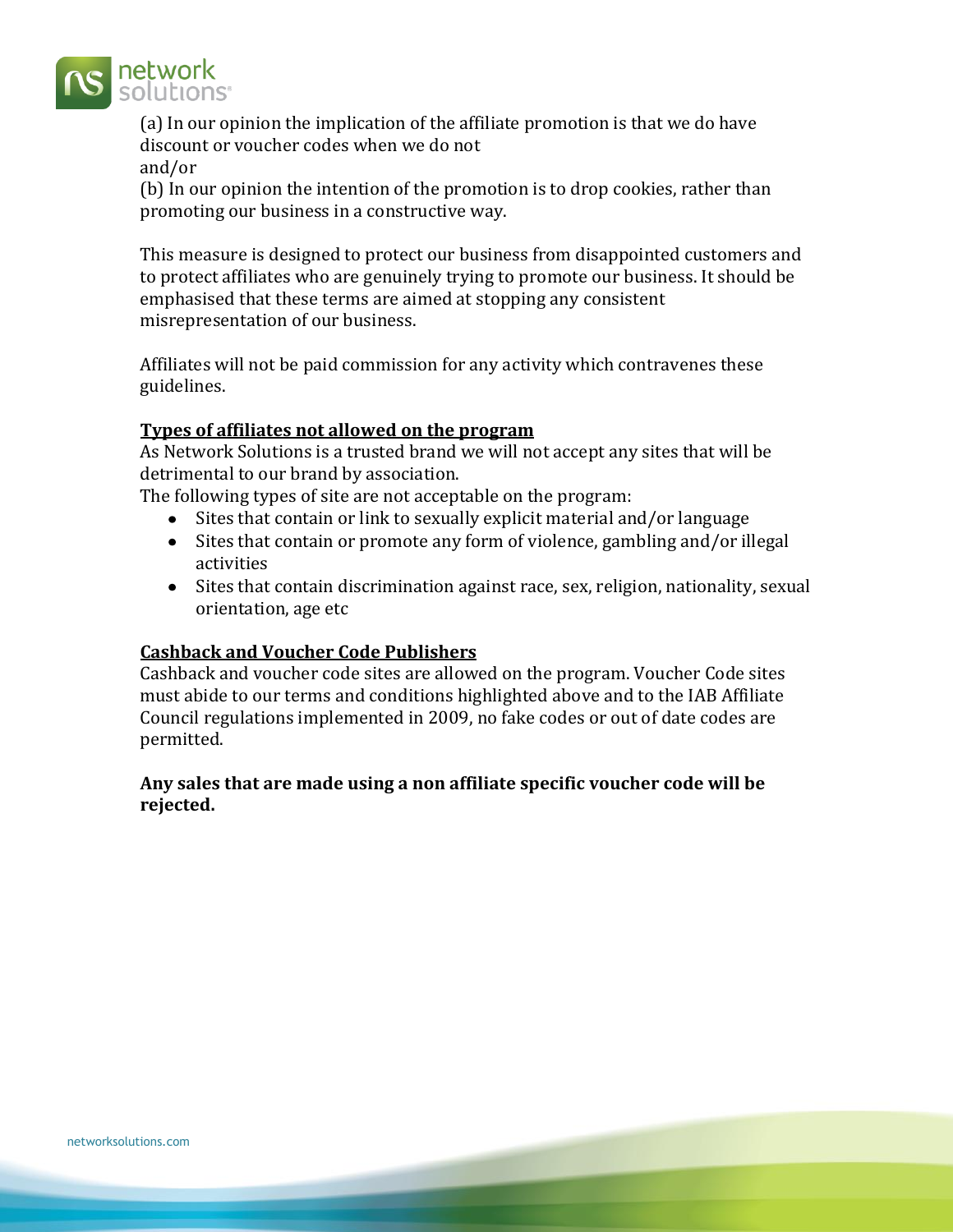(a) In our opinion the implication of the affiliate promotion is that we do have discount or voucher codes when we do not
and/or
(b) In our opinion the intention of the promotion is to drop cookies, rather than promoting our business in a constructive way.

This measure is designed to protect our business from disappointed customers and to protect affiliates who are genuinely trying to promote our business. It should be emphasised that these terms are aimed at stopping any consistent misrepresentation of our business.

Affiliates will not be paid commission for any activity which contravenes these guidelines.

**Types of affiliates not allowed on the program**

As Network Solutions is a trusted brand we will not accept any sites that will be detrimental to our brand by association.
The following types of site are not acceptable on the program:

- Sites that contain or link to sexually explicit material and/or language
- Sites that contain or promote any form of violence, gambling and/or illegal activities
- Sites that contain discrimination against race, sex, religion, nationality, sexual orientation, age etc

**Cashback and Voucher Code Publishers**

Cashback and voucher code sites are allowed on the program. Voucher Code sites must abide to our terms and conditions highlighted above and to the IAB Affiliate Council regulations implemented in 2009, no fake codes or out of date codes are permitted.

**Any sales that are made using a non affiliate specific voucher code will be rejected.**